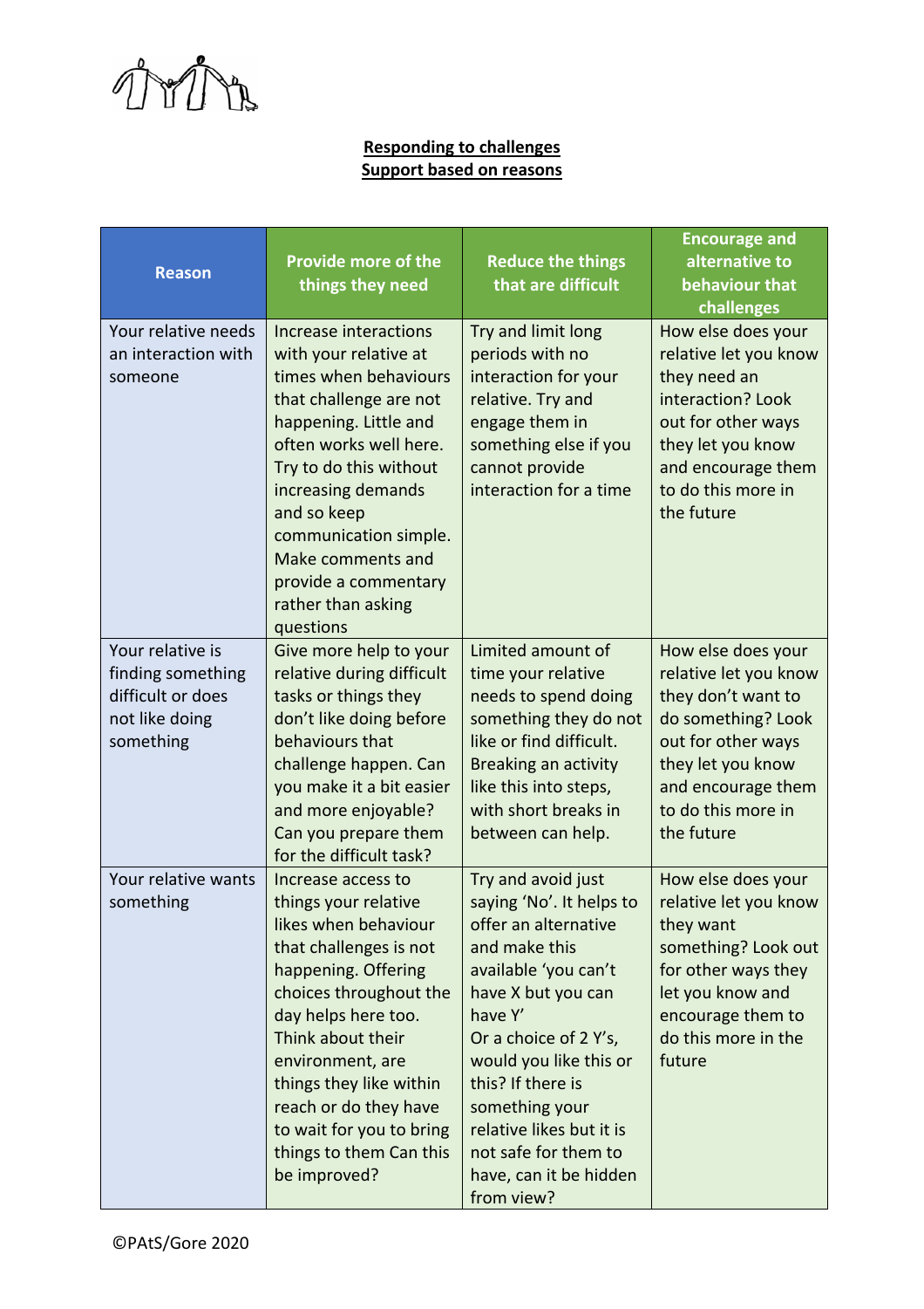## Responding to challenges
## Support based on reasons

| Reason | Provide more of the things they need | Reduce the things that are difficult | Encourage and alternative to behaviour that challenges |
|---|---|---|---|
| Your relative needs an interaction with someone | Increase interactions with your relative at times when behaviours that challenge are not happening. Little and often works well here. Try to do this without increasing demands and so keep communication simple. Make comments and provide a commentary rather than asking questions | Try and limit long periods with no interaction for your relative. Try and engage them in something else if you cannot provide interaction for a time | How else does your relative let you know they need an interaction? Look out for other ways they let you know and encourage them to do this more in the future |
| Your relative is finding something difficult or does not like doing something | Give more help to your relative during difficult tasks or things they don't like doing before behaviours that challenge happen. Can you make it a bit easier and more enjoyable? Can you prepare them for the difficult task? | Limited amount of time your relative needs to spend doing something they do not like or find difficult. Breaking an activity like this into steps, with short breaks in between can help. | How else does your relative let you know they don't want to do something? Look out for other ways they let you know and encourage them to do this more in the future |
| Your relative wants something | Increase access to things your relative likes when behaviour that challenges is not happening. Offering choices throughout the day helps here too. Think about their environment, are things they like within reach or do they have to wait for you to bring things to them Can this be improved? | Try and avoid just saying 'No'. It helps to offer an alternative and make this available 'you can't have X but you can have Y' Or a choice of 2 Y's, would you like this or this? If there is something your relative likes but it is not safe for them to have, can it be hidden from view? | How else does your relative let you know they want something? Look out for other ways they let you know and encourage them to do this more in the future |

©PAtS/Gore 2020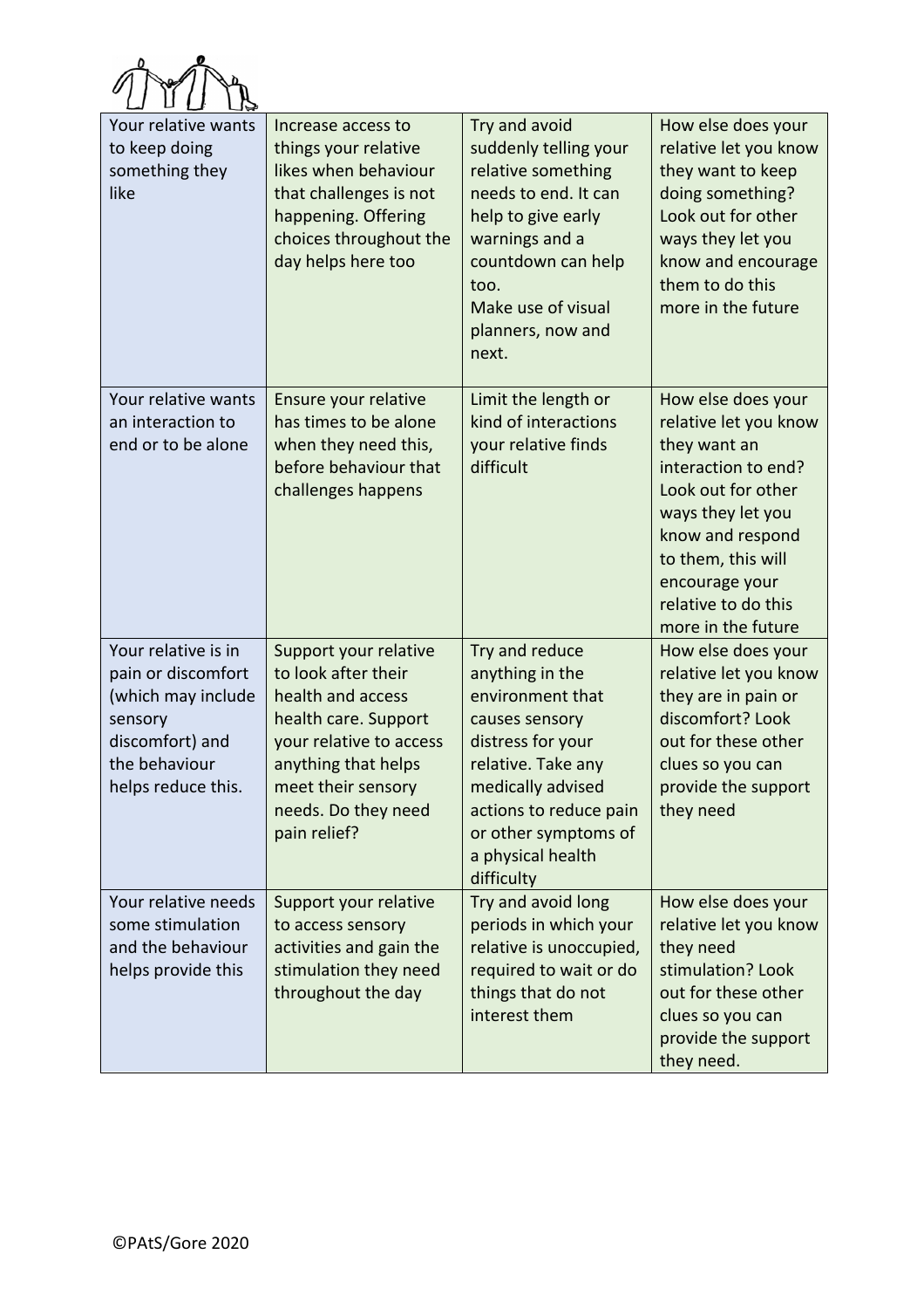| | | | |
|---|---|---|---|
| Your relative wants to keep doing something they like | Increase access to things your relative likes when behaviour that challenges is not happening. Offering choices throughout the day helps here too | Try and avoid suddenly telling your relative something needs to end. It can help to give early warnings and a countdown can help too. Make use of visual planners, now and next. | How else does your relative let you know they want to keep doing something? Look out for other ways they let you know and encourage them to do this more in the future |
| Your relative wants an interaction to end or to be alone | Ensure your relative has times to be alone when they need this, before behaviour that challenges happens | Limit the length or kind of interactions your relative finds difficult | How else does your relative let you know they want an interaction to end? Look out for other ways they let you know and respond to them, this will encourage your relative to do this more in the future |
| Your relative is in pain or discomfort (which may include sensory discomfort) and the behaviour helps reduce this. | Support your relative to look after their health and access health care. Support your relative to access anything that helps meet their sensory needs. Do they need pain relief? | Try and reduce anything in the environment that causes sensory distress for your relative. Take any medically advised actions to reduce pain or other symptoms of a physical health difficulty | How else does your relative let you know they are in pain or discomfort? Look out for these other clues so you can provide the support they need |
| Your relative needs some stimulation and the behaviour helps provide this | Support your relative to access sensory activities and gain the stimulation they need throughout the day | Try and avoid long periods in which your relative is unoccupied, required to wait or do things that do not interest them | How else does your relative let you know they need stimulation? Look out for these other clues so you can provide the support they need. |

©PAtS/Gore 2020